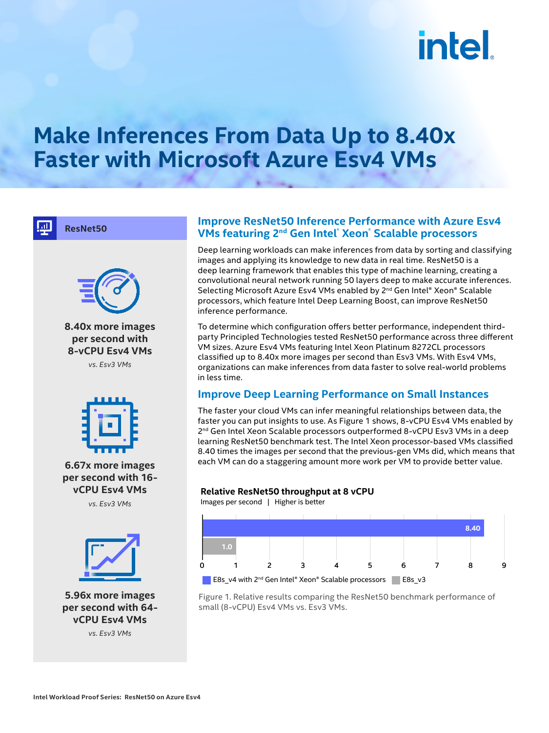# Make Inferences From Data Up to 8.40x Faster with Microsoft Azure Esv4 VMs

**ResNet50**

**8.40x more images per second with 8-vCPU Esv4 VMs**

*vs. Esv3 VMs*

**6.67x more images per second with 16-vCPU Esv4 VMs**

*vs. Esv3 VMs*

**5.96x more images per second with 64-vCPU Esv4 VMs**

*vs. Esv3 VMs*

## Improve ResNet50 Inference Performance with Azure Esv4 VMs featuring 2nd Gen Intel® Xeon® Scalable processors

Deep learning workloads can make inferences from data by sorting and classifying images and applying its knowledge to new data in real time. ResNet50 is a deep learning framework that enables this type of machine learning, creating a convolutional neural network running 50 layers deep to make accurate inferences. Selecting Microsoft Azure Esv4 VMs enabled by 2nd Gen Intel® Xeon® Scalable processors, which feature Intel Deep Learning Boost, can improve ResNet50 inference performance.

To determine which configuration offers better performance, independent third-party Principled Technologies tested ResNet50 performance across three different VM sizes. Azure Esv4 VMs featuring Intel Xeon Platinum 8272CL processors classified up to 8.40x more images per second than Esv3 VMs. With Esv4 VMs, organizations can make inferences from data faster to solve real-world problems in less time.

## Improve Deep Learning Performance on Small Instances

The faster your cloud VMs can infer meaningful relationships between data, the faster you can put insights to use. As Figure 1 shows, 8-vCPU Esv4 VMs enabled by 2nd Gen Intel Xeon Scalable processors outperformed 8-vCPU Esv3 VMs in a deep learning ResNet50 benchmark test. The Intel Xeon processor-based VMs classified 8.40 times the images per second that the previous-gen VMs did, which means that each VM can do a staggering amount more work per VM to provide better value.

**Relative ResNet50 throughput at 8 vCPU**

Images per second | Higher is better

| VM | Relative throughput |
|---|---|
| E8s_v4 with 2nd Gen Intel® Xeon® Scalable processors | 8.40 |
| E8s_v3 | 1.0 |

Figure 1. Relative results comparing the ResNet50 benchmark performance of small (8-vCPU) Esv4 VMs vs. Esv3 VMs.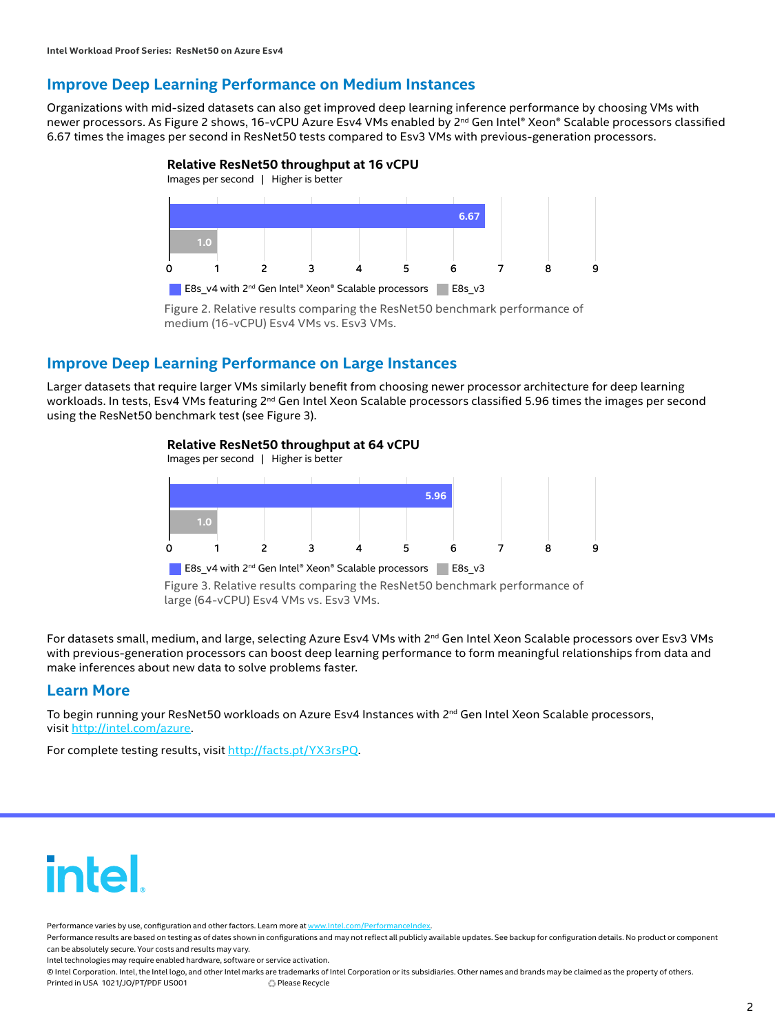## Improve Deep Learning Performance on Medium Instances

Organizations with mid-sized datasets can also get improved deep learning inference performance by choosing VMs with newer processors. As Figure 2 shows, 16-vCPU Azure Esv4 VMs enabled by 2nd Gen Intel® Xeon® Scalable processors classified 6.67 times the images per second in ResNet50 tests compared to Esv3 VMs with previous-generation processors.

**Relative ResNet50 throughput at 16 vCPU**

Images per second | Higher is better

6.67

1.0

0 1 2 3 4 5 6 7 8 9

E8s_v4 with 2nd Gen Intel® Xeon® Scalable processors
E8s_v3

Figure 2. Relative results comparing the ResNet50 benchmark performance of medium (16-vCPU) Esv4 VMs vs. Esv3 VMs.

## Improve Deep Learning Performance on Large Instances

Larger datasets that require larger VMs similarly benefit from choosing newer processor architecture for deep learning workloads. In tests, Esv4 VMs featuring 2nd Gen Intel Xeon Scalable processors classified 5.96 times the images per second using the ResNet50 benchmark test (see Figure 3).

**Relative ResNet50 throughput at 64 vCPU**

Images per second | Higher is better

5.96

1.0

0 1 2 3 4 5 6 7 8 9

E8s_v4 with 2nd Gen Intel® Xeon® Scalable processors
E8s_v3

Figure 3. Relative results comparing the ResNet50 benchmark performance of large (64-vCPU) Esv4 VMs vs. Esv3 VMs.

For datasets small, medium, and large, selecting Azure Esv4 VMs with 2nd Gen Intel Xeon Scalable processors over Esv3 VMs with previous-generation processors can boost deep learning performance to form meaningful relationships from data and make inferences about new data to solve problems faster.

## Learn More

To begin running your ResNet50 workloads on Azure Esv4 Instances with 2nd Gen Intel Xeon Scalable processors, visit http://intel.com/azure.

For complete testing results, visit http://facts.pt/YX3rsPQ.

intel.

Performance varies by use, configuration and other factors. Learn more at www.Intel.com/PerformanceIndex.
Performance results are based on testing as of dates shown in configurations and may not reflect all publicly available updates. See backup for configuration details. No product or component can be absolutely secure. Your costs and results may vary.
Intel technologies may require enabled hardware, software or service activation.
© Intel Corporation. Intel, the Intel logo, and other Intel marks are trademarks of Intel Corporation or its subsidiaries. Other names and brands may be claimed as the property of others.
Printed in USA 1021/JO/PT/PDF US001 Please Recycle